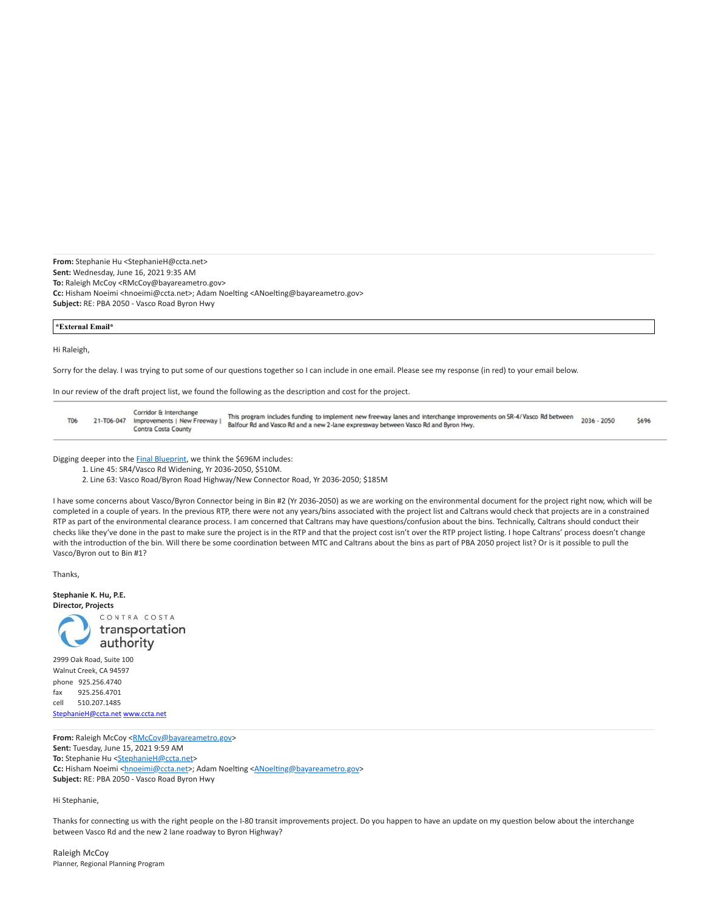**From:** Stephanie Hu <StephanieH@ccta.net>
**Sent:** Wednesday, June 16, 2021 9:35 AM
**To:** Raleigh McCoy <RMcCoy@bayareametro.gov>
**Cc:** Hisham Noeimi <hnoeimi@ccta.net>; Adam Noelting <ANoelting@bayareametro.gov>
**Subject:** RE: PBA 2050 - Vasco Road Byron Hwy

| *External Email* |
|---|

Hi Raleigh,

Sorry for the delay. I was trying to put some of our questions together so I can include in one email. Please see my response (in red) to your email below.

In our review of the draft project list, we found the following as the description and cost for the project.

| | | | | | |
|---|---|---|---|---|---|
| T06 | 21-T06-047 | Corridor & Interchange Improvements \| New Freeway \| Contra Costa County | This program includes funding to implement new freeway lanes and interchange improvements on SR-4/Vasco Rd between Balfour Rd and Vasco Rd and a new 2-lane expressway between Vasco Rd and Byron Hwy. | 2036 - 2050 | $696 |

Digging deeper into the Final Blueprint, we think the $696M includes:

1. Line 45: SR4/Vasco Rd Widening, Yr 2036-2050, $510M.
2. Line 63: Vasco Road/Byron Road Highway/New Connector Road, Yr 2036-2050; $185M

I have some concerns about Vasco/Byron Connector being in Bin #2 (Yr 2036-2050) as we are working on the environmental document for the project right now, which will be completed in a couple of years. In the previous RTP, there were not any years/bins associated with the project list and Caltrans would check that projects are in a constrained RTP as part of the environmental clearance process. I am concerned that Caltrans may have questions/confusion about the bins. Technically, Caltrans should conduct their checks like they've done in the past to make sure the project is in the RTP and that the project cost isn't over the RTP project listing. I hope Caltrans' process doesn't change with the introduction of the bin. Will there be some coordination between MTC and Caltrans about the bins as part of PBA 2050 project list? Or is it possible to pull the Vasco/Byron out to Bin #1?

Thanks,

**Stephanie K. Hu, P.E.**
**Director, Projects**

CONTRA COSTA
transportation
authority

2999 Oak Road, Suite 100
Walnut Creek, CA 94597
phone 925.256.4740
fax 925.256.4701
cell 510.207.1485
StephanieH@ccta.net www.ccta.net

**From:** Raleigh McCoy <RMcCoy@bayareametro.gov>
**Sent:** Tuesday, June 15, 2021 9:59 AM
**To:** Stephanie Hu <StephanieH@ccta.net>
**Cc:** Hisham Noeimi <hnoeimi@ccta.net>; Adam Noelting <ANoelting@bayareametro.gov>
**Subject:** RE: PBA 2050 - Vasco Road Byron Hwy

Hi Stephanie,

Thanks for connecting us with the right people on the I-80 transit improvements project. Do you happen to have an update on my question below about the interchange between Vasco Rd and the new 2 lane roadway to Byron Highway?

Raleigh McCoy
Planner, Regional Planning Program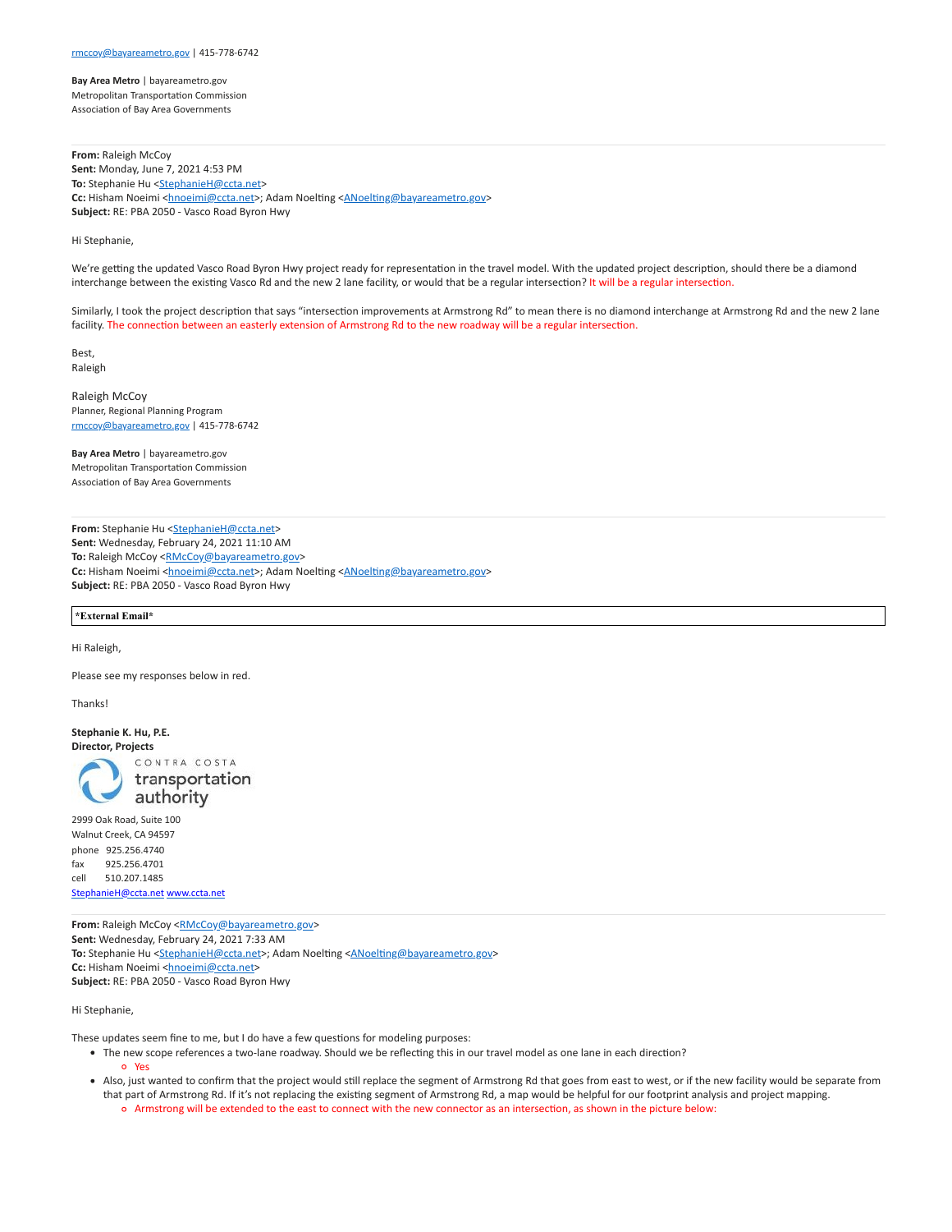rmccoy@bayareametro.gov | 415-778-6742

**Bay Area Metro** | bayareametro.gov
Metropolitan Transportation Commission
Association of Bay Area Governments

---

**From:** Raleigh McCoy
**Sent:** Monday, June 7, 2021 4:53 PM
**To:** Stephanie Hu <StephanieH@ccta.net>
**Cc:** Hisham Noeimi <hnoeimi@ccta.net>; Adam Noelting <ANoelting@bayareametro.gov>
**Subject:** RE: PBA 2050 - Vasco Road Byron Hwy

Hi Stephanie,

We're getting the updated Vasco Road Byron Hwy project ready for representation in the travel model. With the updated project description, should there be a diamond interchange between the existing Vasco Rd and the new 2 lane facility, or would that be a regular intersection? It will be a regular intersection.

Similarly, I took the project description that says "intersection improvements at Armstrong Rd" to mean there is no diamond interchange at Armstrong Rd and the new 2 lane facility. The connection between an easterly extension of Armstrong Rd to the new roadway will be a regular intersection.

Best,
Raleigh

Raleigh McCoy
Planner, Regional Planning Program
rmccoy@bayareametro.gov | 415-778-6742

**Bay Area Metro** | bayareametro.gov
Metropolitan Transportation Commission
Association of Bay Area Governments

---

**From:** Stephanie Hu <StephanieH@ccta.net>
**Sent:** Wednesday, February 24, 2021 11:10 AM
**To:** Raleigh McCoy <RMcCoy@bayareametro.gov>
**Cc:** Hisham Noeimi <hnoeimi@ccta.net>; Adam Noelting <ANoelting@bayareametro.gov>
**Subject:** RE: PBA 2050 - Vasco Road Byron Hwy

**\*External Email\***

Hi Raleigh,

Please see my responses below in red.

Thanks!

**Stephanie K. Hu, P.E.**
**Director, Projects**
CONTRA COSTA transportation authority
2999 Oak Road, Suite 100
Walnut Creek, CA 94597
phone 925.256.4740
fax 925.256.4701
cell 510.207.1485
StephanieH@ccta.net www.ccta.net

---

**From:** Raleigh McCoy <RMcCoy@bayareametro.gov>
**Sent:** Wednesday, February 24, 2021 7:33 AM
**To:** Stephanie Hu <StephanieH@ccta.net>; Adam Noelting <ANoelting@bayareametro.gov>
**Cc:** Hisham Noeimi <hnoeimi@ccta.net>
**Subject:** RE: PBA 2050 - Vasco Road Byron Hwy

Hi Stephanie,

These updates seem fine to me, but I do have a few questions for modeling purposes:

- The new scope references a two-lane roadway. Should we be reflecting this in our travel model as one lane in each direction?
  - Yes
- Also, just wanted to confirm that the project would still replace the segment of Armstrong Rd that goes from east to west, or if the new facility would be separate from that part of Armstrong Rd. If it's not replacing the existing segment of Armstrong Rd, a map would be helpful for our footprint analysis and project mapping.
  - Armstrong will be extended to the east to connect with the new connector as an intersection, as shown in the picture below: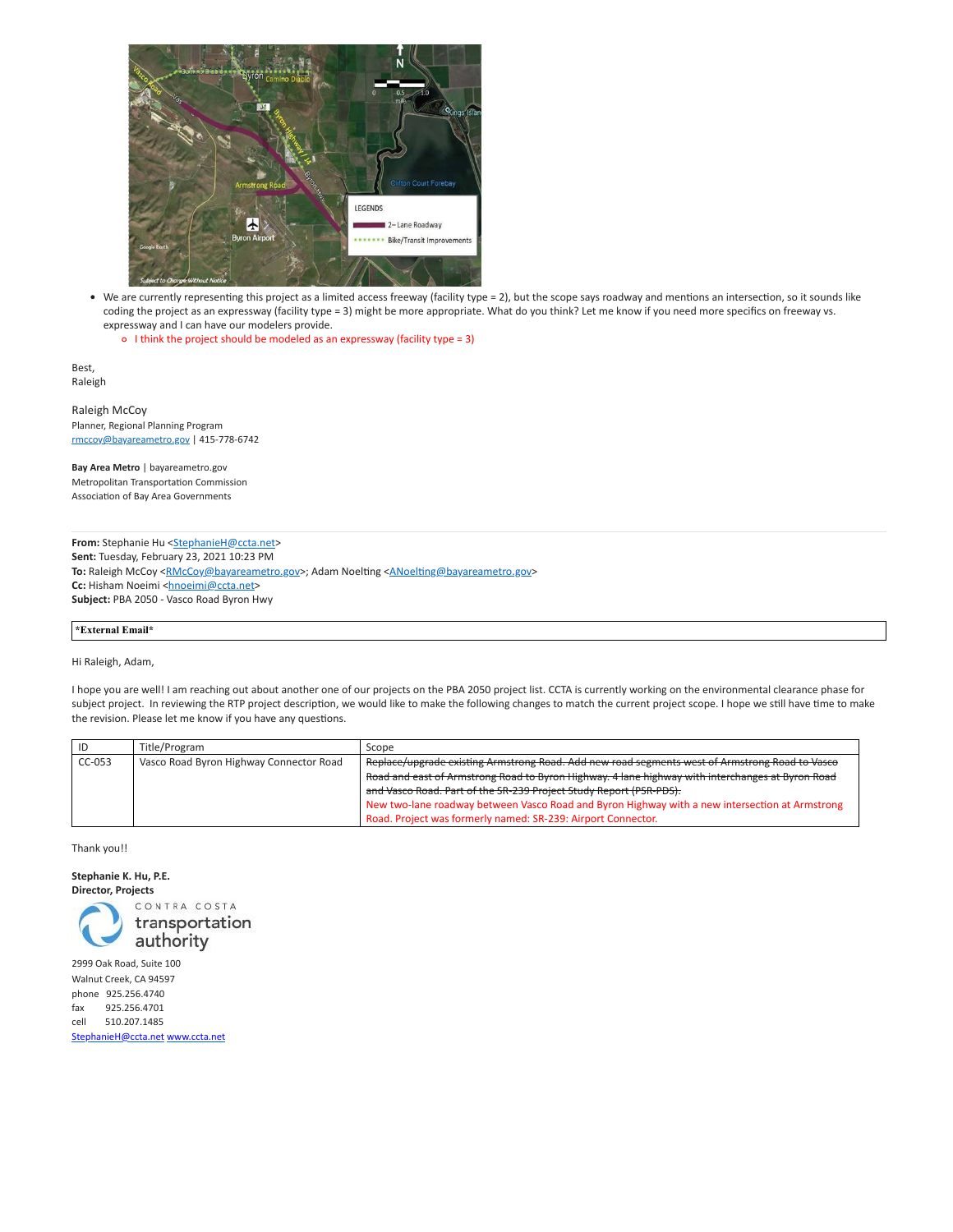- We are currently representing this project as a limited access freeway (facility type = 2), but the scope says roadway and mentions an intersection, so it sounds like coding the project as an expressway (facility type = 3) might be more appropriate. What do you think? Let me know if you need more specifics on freeway vs. expressway and I can have our modelers provide.
  - I think the project should be modeled as an expressway (facility type = 3)

Best,
Raleigh

Raleigh McCoy
Planner, Regional Planning Program
rmccoy@bayareametro.gov | 415-778-6742

**Bay Area Metro** | bayareametro.gov
Metropolitan Transportation Commission
Association of Bay Area Governments

**From:** Stephanie Hu <StephanieH@ccta.net>
**Sent:** Tuesday, February 23, 2021 10:23 PM
**To:** Raleigh McCoy <RMcCoy@bayareametro.gov>; Adam Noelting <ANoelting@bayareametro.gov>
**Cc:** Hisham Noeimi <hnoeimi@ccta.net>
**Subject:** PBA 2050 - Vasco Road Byron Hwy

**\*External Email\***

Hi Raleigh, Adam,

I hope you are well! I am reaching out about another one of our projects on the PBA 2050 project list. CCTA is currently working on the environmental clearance phase for subject project. In reviewing the RTP project description, we would like to make the following changes to match the current project scope. I hope we still have time to make the revision. Please let me know if you have any questions.

| ID | Title/Program | Scope |
|---|---|---|
| CC-053 | Vasco Road Byron Highway Connector Road | ~~Replace/upgrade existing Armstrong Road. Add new road segments west of Armstrong Road to Vasco Road and east of Armstrong Road to Byron Highway. 4 lane highway with interchanges at Byron Road and Vasco Road. Part of the SR-239 Project Study Report (PSR-PDS).~~ New two-lane roadway between Vasco Road and Byron Highway with a new intersection at Armstrong Road. Project was formerly named: SR-239: Airport Connector. |

Thank you!!

**Stephanie K. Hu, P.E.**
**Director, Projects**

CONTRA COSTA
transportation
authority

2999 Oak Road, Suite 100
Walnut Creek, CA 94597
phone 925.256.4740
fax 925.256.4701
cell 510.207.1485
StephanieH@ccta.net www.ccta.net